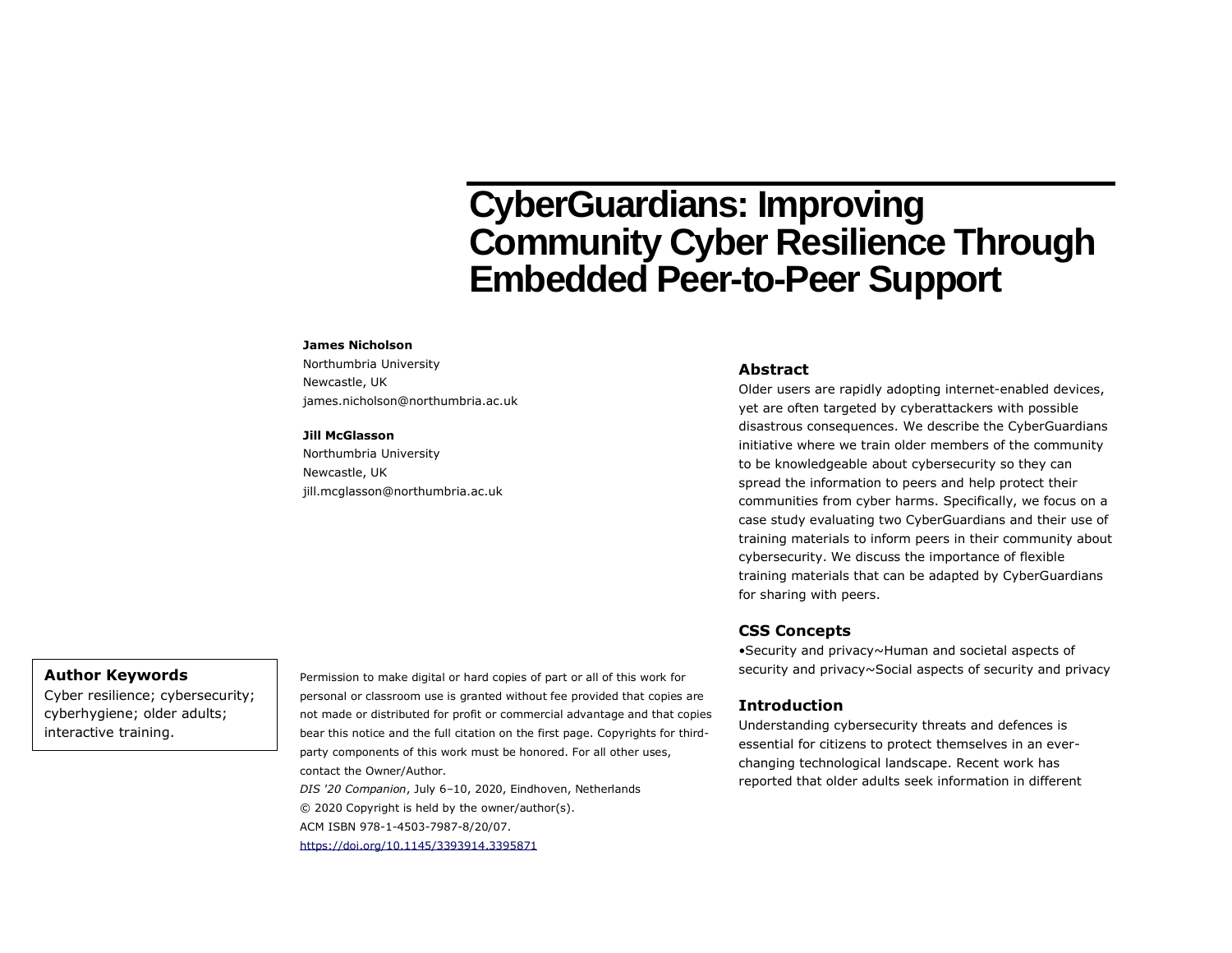# CyberGuardians: Improving Community Cyber Resilience Through Embedded Peer-to-Peer Support

**James Nicholson**
Northumbria University
Newcastle, UK
james.nicholson@northumbria.ac.uk

**Jill McGlasson**
Northumbria University
Newcastle, UK
jill.mcglasson@northumbria.ac.uk

### Author Keywords

Cyber resilience; cybersecurity; cyberhygiene; older adults; interactive training.

Permission to make digital or hard copies of part or all of this work for personal or classroom use is granted without fee provided that copies are not made or distributed for profit or commercial advantage and that copies bear this notice and the full citation on the first page. Copyrights for third-party components of this work must be honored. For all other uses, contact the Owner/Author.
*DIS '20 Companion*, July 6–10, 2020, Eindhoven, Netherlands
© 2020 Copyright is held by the owner/author(s).
ACM ISBN 978-1-4503-7987-8/20/07.
https://doi.org/10.1145/3393914.3395871

### Abstract

Older users are rapidly adopting internet-enabled devices, yet are often targeted by cyberattackers with possible disastrous consequences. We describe the CyberGuardians initiative where we train older members of the community to be knowledgeable about cybersecurity so they can spread the information to peers and help protect their communities from cyber harms. Specifically, we focus on a case study evaluating two CyberGuardians and their use of training materials to inform peers in their community about cybersecurity. We discuss the importance of flexible training materials that can be adapted by CyberGuardians for sharing with peers.

### CSS Concepts

•Security and privacy~Human and societal aspects of security and privacy~Social aspects of security and privacy

### Introduction

Understanding cybersecurity threats and defences is essential for citizens to protect themselves in an ever-changing technological landscape. Recent work has reported that older adults seek information in different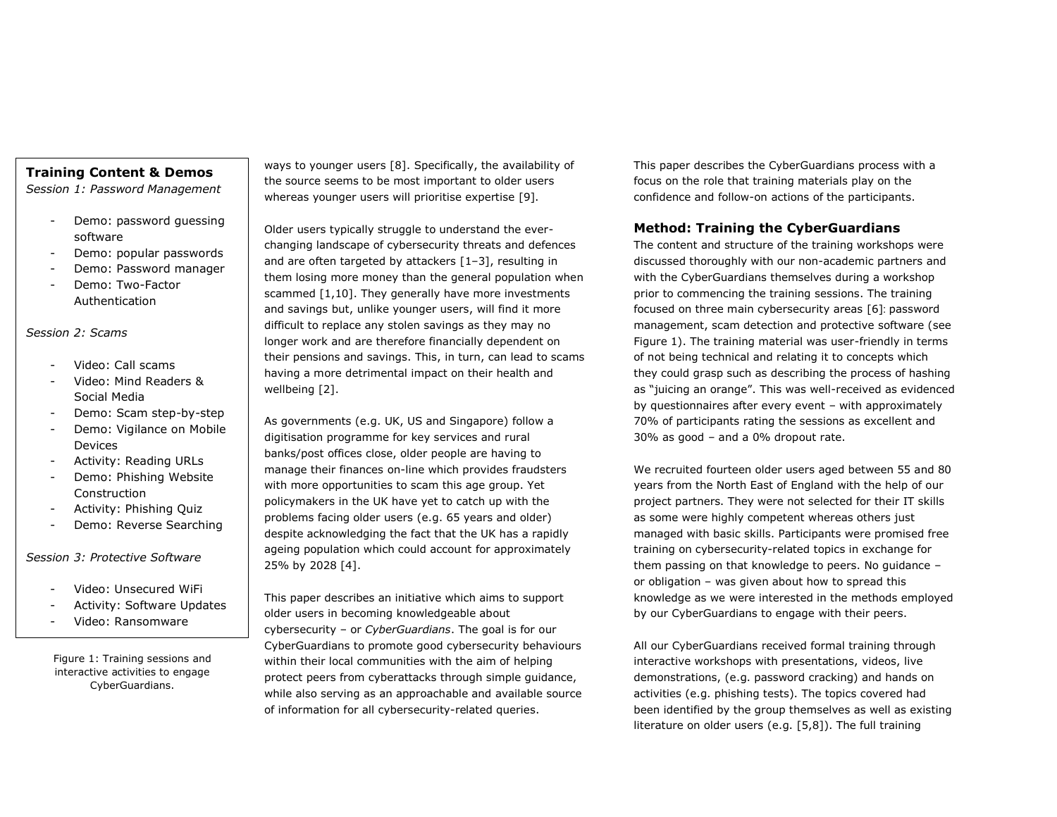**Training Content & Demos**

*Session 1: Password Management*

- Demo: password guessing software
- Demo: popular passwords
- Demo: Password manager
- Demo: Two-Factor Authentication

*Session 2: Scams*

- Video: Call scams
- Video: Mind Readers & Social Media
- Demo: Scam step-by-step
- Demo: Vigilance on Mobile Devices
- Activity: Reading URLs
- Demo: Phishing Website Construction
- Activity: Phishing Quiz
- Demo: Reverse Searching

*Session 3: Protective Software*

- Video: Unsecured WiFi
- Activity: Software Updates
- Video: Ransomware

Figure 1: Training sessions and interactive activities to engage CyberGuardians.

ways to younger users [8]. Specifically, the availability of the source seems to be most important to older users whereas younger users will prioritise expertise [9].

Older users typically struggle to understand the ever-changing landscape of cybersecurity threats and defences and are often targeted by attackers [1–3], resulting in them losing more money than the general population when scammed [1,10]. They generally have more investments and savings but, unlike younger users, will find it more difficult to replace any stolen savings as they may no longer work and are therefore financially dependent on their pensions and savings. This, in turn, can lead to scams having a more detrimental impact on their health and wellbeing [2].

As governments (e.g. UK, US and Singapore) follow a digitisation programme for key services and rural banks/post offices close, older people are having to manage their finances on-line which provides fraudsters with more opportunities to scam this age group. Yet policymakers in the UK have yet to catch up with the problems facing older users (e.g. 65 years and older) despite acknowledging the fact that the UK has a rapidly ageing population which could account for approximately 25% by 2028 [4].

This paper describes an initiative which aims to support older users in becoming knowledgeable about cybersecurity – or *CyberGuardians*. The goal is for our CyberGuardians to promote good cybersecurity behaviours within their local communities with the aim of helping protect peers from cyberattacks through simple guidance, while also serving as an approachable and available source of information for all cybersecurity-related queries.

This paper describes the CyberGuardians process with a focus on the role that training materials play on the confidence and follow-on actions of the participants.

## Method: Training the CyberGuardians

The content and structure of the training workshops were discussed thoroughly with our non-academic partners and with the CyberGuardians themselves during a workshop prior to commencing the training sessions. The training focused on three main cybersecurity areas [6]: password management, scam detection and protective software (see Figure 1). The training material was user-friendly in terms of not being technical and relating it to concepts which they could grasp such as describing the process of hashing as "juicing an orange". This was well-received as evidenced by questionnaires after every event – with approximately 70% of participants rating the sessions as excellent and 30% as good – and a 0% dropout rate.

We recruited fourteen older users aged between 55 and 80 years from the North East of England with the help of our project partners. They were not selected for their IT skills as some were highly competent whereas others just managed with basic skills. Participants were promised free training on cybersecurity-related topics in exchange for them passing on that knowledge to peers. No guidance – or obligation – was given about how to spread this knowledge as we were interested in the methods employed by our CyberGuardians to engage with their peers.

All our CyberGuardians received formal training through interactive workshops with presentations, videos, live demonstrations, (e.g. password cracking) and hands on activities (e.g. phishing tests). The topics covered had been identified by the group themselves as well as existing literature on older users (e.g. [5,8]). The full training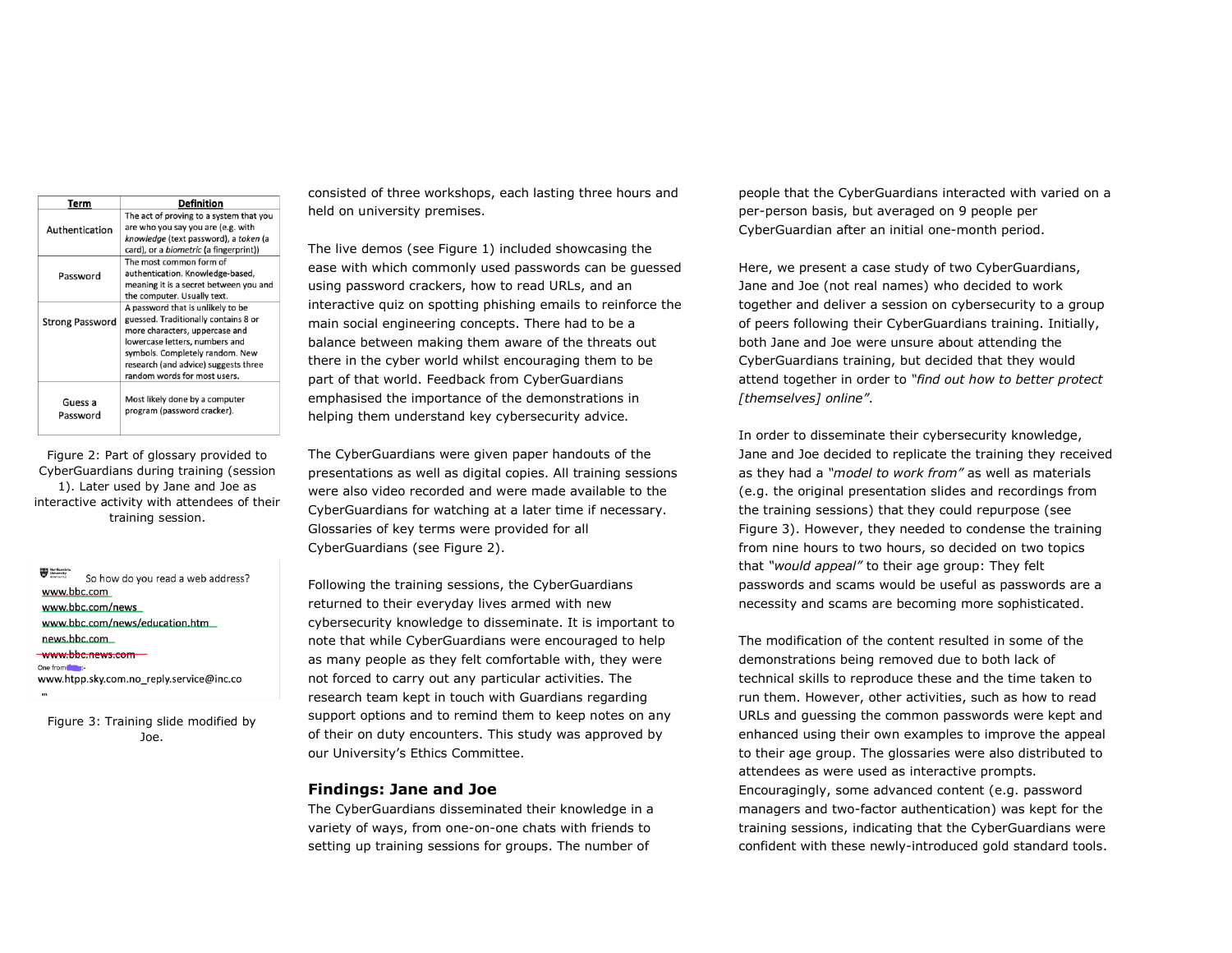| Term | Definition |
| --- | --- |
| Authentication | The act of proving to a system that you are who you say you are (e.g. with *knowledge* (text password), a *token* (a card), or a *biometric* (a fingerprint)) |
| Password | The most common form of authentication. Knowledge-based, meaning it is a secret between you and the computer. Usually text. |
| Strong Password | A password that is unlikely to be guessed. Traditionally contains 8 or more characters, uppercase and lowercase letters, numbers and symbols. Completely random. New research (and advice) suggests three random words for most users. |
| Guess a Password | Most likely done by a computer program (password cracker). |

Figure 2: Part of glossary provided to CyberGuardians during training (session 1). Later used by Jane and Joe as interactive activity with attendees of their training session.

So how do you read a web address?

www.bbc.com
www.bbc.com/news
www.bbc.com/news/education.htm
news.bbc.com
~~www.bbc.news.com~~
One from :-
www.htpp.sky.com.no_reply.service@inc.co

Figure 3: Training slide modified by Joe.

consisted of three workshops, each lasting three hours and held on university premises.

The live demos (see Figure 1) included showcasing the ease with which commonly used passwords can be guessed using password crackers, how to read URLs, and an interactive quiz on spotting phishing emails to reinforce the main social engineering concepts. There had to be a balance between making them aware of the threats out there in the cyber world whilst encouraging them to be part of that world. Feedback from CyberGuardians emphasised the importance of the demonstrations in helping them understand key cybersecurity advice.

The CyberGuardians were given paper handouts of the presentations as well as digital copies. All training sessions were also video recorded and were made available to the CyberGuardians for watching at a later time if necessary. Glossaries of key terms were provided for all CyberGuardians (see Figure 2).

Following the training sessions, the CyberGuardians returned to their everyday lives armed with new cybersecurity knowledge to disseminate. It is important to note that while CyberGuardians were encouraged to help as many people as they felt comfortable with, they were not forced to carry out any particular activities. The research team kept in touch with Guardians regarding support options and to remind them to keep notes on any of their on duty encounters. This study was approved by our University's Ethics Committee.

## Findings: Jane and Joe

The CyberGuardians disseminated their knowledge in a variety of ways, from one-on-one chats with friends to setting up training sessions for groups. The number of people that the CyberGuardians interacted with varied on a per-person basis, but averaged on 9 people per CyberGuardian after an initial one-month period.

Here, we present a case study of two CyberGuardians, Jane and Joe (not real names) who decided to work together and deliver a session on cybersecurity to a group of peers following their CyberGuardians training. Initially, both Jane and Joe were unsure about attending the CyberGuardians training, but decided that they would attend together in order to *"find out how to better protect [themselves] online"*.

In order to disseminate their cybersecurity knowledge, Jane and Joe decided to replicate the training they received as they had a *"model to work from"* as well as materials (e.g. the original presentation slides and recordings from the training sessions) that they could repurpose (see Figure 3). However, they needed to condense the training from nine hours to two hours, so decided on two topics that *"would appeal"* to their age group: They felt passwords and scams would be useful as passwords are a necessity and scams are becoming more sophisticated.

The modification of the content resulted in some of the demonstrations being removed due to both lack of technical skills to reproduce these and the time taken to run them. However, other activities, such as how to read URLs and guessing the common passwords were kept and enhanced using their own examples to improve the appeal to their age group. The glossaries were also distributed to attendees as were used as interactive prompts. Encouragingly, some advanced content (e.g. password managers and two-factor authentication) was kept for the training sessions, indicating that the CyberGuardians were confident with these newly-introduced gold standard tools.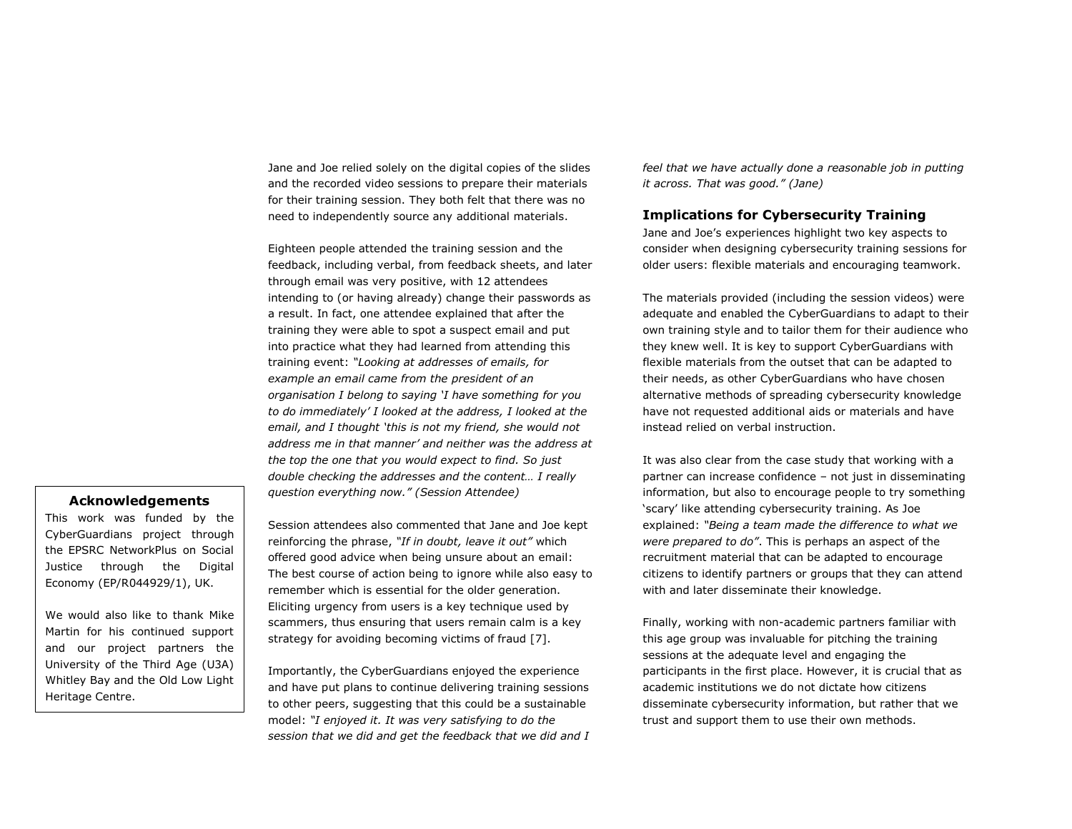Jane and Joe relied solely on the digital copies of the slides and the recorded video sessions to prepare their materials for their training session. They both felt that there was no need to independently source any additional materials.

Eighteen people attended the training session and the feedback, including verbal, from feedback sheets, and later through email was very positive, with 12 attendees intending to (or having already) change their passwords as a result. In fact, one attendee explained that after the training they were able to spot a suspect email and put into practice what they had learned from attending this training event: *"Looking at addresses of emails, for example an email came from the president of an organisation I belong to saying 'I have something for you to do immediately' I looked at the address, I looked at the email, and I thought 'this is not my friend, she would not address me in that manner' and neither was the address at the top the one that you would expect to find. So just double checking the addresses and the content… I really question everything now." (Session Attendee)*

Session attendees also commented that Jane and Joe kept reinforcing the phrase, *"If in doubt, leave it out"* which offered good advice when being unsure about an email: The best course of action being to ignore while also easy to remember which is essential for the older generation. Eliciting urgency from users is a key technique used by scammers, thus ensuring that users remain calm is a key strategy for avoiding becoming victims of fraud [7].

Importantly, the CyberGuardians enjoyed the experience and have put plans to continue delivering training sessions to other peers, suggesting that this could be a sustainable model: *"I enjoyed it. It was very satisfying to do the session that we did and get the feedback that we did and I feel that we have actually done a reasonable job in putting it across. That was good." (Jane)*

### Implications for Cybersecurity Training

Jane and Joe's experiences highlight two key aspects to consider when designing cybersecurity training sessions for older users: flexible materials and encouraging teamwork.

The materials provided (including the session videos) were adequate and enabled the CyberGuardians to adapt to their own training style and to tailor them for their audience who they knew well. It is key to support CyberGuardians with flexible materials from the outset that can be adapted to their needs, as other CyberGuardians who have chosen alternative methods of spreading cybersecurity knowledge have not requested additional aids or materials and have instead relied on verbal instruction.

It was also clear from the case study that working with a partner can increase confidence – not just in disseminating information, but also to encourage people to try something 'scary' like attending cybersecurity training. As Joe explained: *"Being a team made the difference to what we were prepared to do"*. This is perhaps an aspect of the recruitment material that can be adapted to encourage citizens to identify partners or groups that they can attend with and later disseminate their knowledge.

Finally, working with non-academic partners familiar with this age group was invaluable for pitching the training sessions at the adequate level and engaging the participants in the first place. However, it is crucial that as academic institutions we do not dictate how citizens disseminate cybersecurity information, but rather that we trust and support them to use their own methods.

### Acknowledgements

This work was funded by the CyberGuardians project through the EPSRC NetworkPlus on Social Justice through the Digital Economy (EP/R044929/1), UK.

We would also like to thank Mike Martin for his continued support and our project partners the University of the Third Age (U3A) Whitley Bay and the Old Low Light Heritage Centre.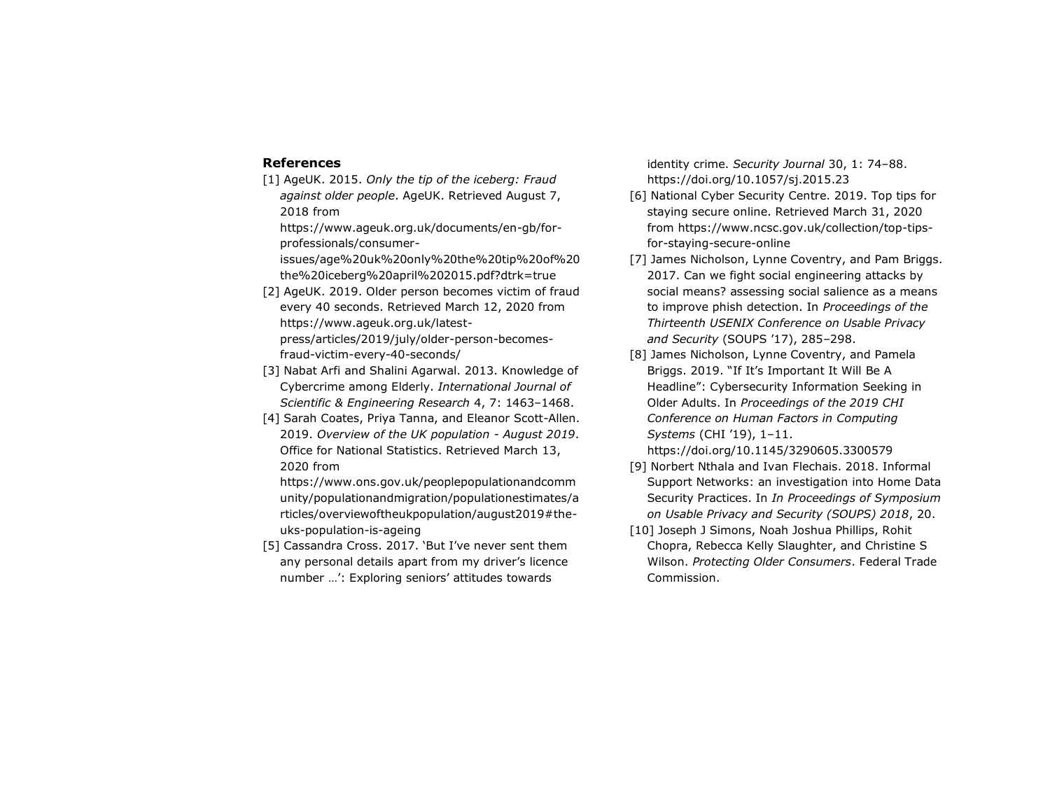## References

[1] AgeUK. 2015. *Only the tip of the iceberg: Fraud against older people*. AgeUK. Retrieved August 7, 2018 from https://www.ageuk.org.uk/documents/en-gb/for-professionals/consumer-issues/age%20uk%20only%20the%20tip%20of%20the%20iceberg%20april%202015.pdf?dtrk=true

[2] AgeUK. 2019. Older person becomes victim of fraud every 40 seconds. Retrieved March 12, 2020 from https://www.ageuk.org.uk/latest-press/articles/2019/july/older-person-becomes-fraud-victim-every-40-seconds/

[3] Nabat Arfi and Shalini Agarwal. 2013. Knowledge of Cybercrime among Elderly. *International Journal of Scientific & Engineering Research* 4, 7: 1463–1468.

[4] Sarah Coates, Priya Tanna, and Eleanor Scott-Allen. 2019. *Overview of the UK population - August 2019*. Office for National Statistics. Retrieved March 13, 2020 from https://www.ons.gov.uk/peoplepopulationandcommunity/populationandmigration/populationestimates/articles/overviewoftheukpopulation/august2019#the-uks-population-is-ageing

[5] Cassandra Cross. 2017. 'But I've never sent them any personal details apart from my driver's licence number …': Exploring seniors' attitudes towards identity crime. *Security Journal* 30, 1: 74–88. https://doi.org/10.1057/sj.2015.23

[6] National Cyber Security Centre. 2019. Top tips for staying secure online. Retrieved March 31, 2020 from https://www.ncsc.gov.uk/collection/top-tips-for-staying-secure-online

[7] James Nicholson, Lynne Coventry, and Pam Briggs. 2017. Can we fight social engineering attacks by social means? assessing social salience as a means to improve phish detection. In *Proceedings of the Thirteenth USENIX Conference on Usable Privacy and Security* (SOUPS '17), 285–298.

[8] James Nicholson, Lynne Coventry, and Pamela Briggs. 2019. "If It's Important It Will Be A Headline": Cybersecurity Information Seeking in Older Adults. In *Proceedings of the 2019 CHI Conference on Human Factors in Computing Systems* (CHI '19), 1–11. https://doi.org/10.1145/3290605.3300579

[9] Norbert Nthala and Ivan Flechais. 2018. Informal Support Networks: an investigation into Home Data Security Practices. In *In Proceedings of Symposium on Usable Privacy and Security (SOUPS) 2018*, 20.

[10] Joseph J Simons, Noah Joshua Phillips, Rohit Chopra, Rebecca Kelly Slaughter, and Christine S Wilson. *Protecting Older Consumers*. Federal Trade Commission.